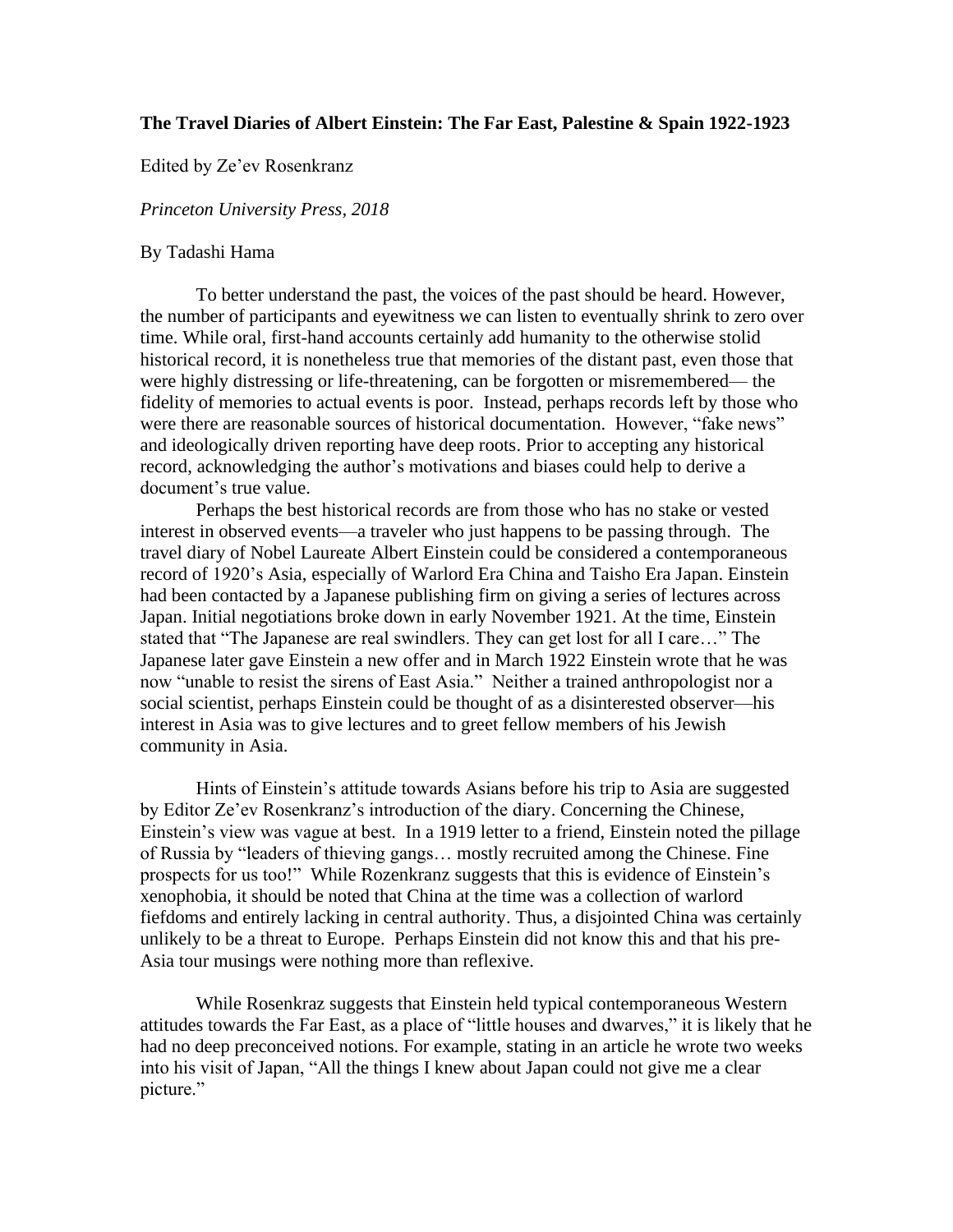**The Travel Diaries of Albert Einstein: The Far East, Palestine & Spain 1922-1923**

Edited by Ze'ev Rosenkranz

*Princeton University Press, 2018*

By Tadashi Hama

To better understand the past, the voices of the past should be heard. However, the number of participants and eyewitness we can listen to eventually shrink to zero over time. While oral, first-hand accounts certainly add humanity to the otherwise stolid historical record, it is nonetheless true that memories of the distant past, even those that were highly distressing or life-threatening, can be forgotten or misremembered— the fidelity of memories to actual events is poor. Instead, perhaps records left by those who were there are reasonable sources of historical documentation. However, "fake news" and ideologically driven reporting have deep roots. Prior to accepting any historical record, acknowledging the author's motivations and biases could help to derive a document's true value.

Perhaps the best historical records are from those who has no stake or vested interest in observed events—a traveler who just happens to be passing through. The travel diary of Nobel Laureate Albert Einstein could be considered a contemporaneous record of 1920's Asia, especially of Warlord Era China and Taisho Era Japan. Einstein had been contacted by a Japanese publishing firm on giving a series of lectures across Japan. Initial negotiations broke down in early November 1921. At the time, Einstein stated that "The Japanese are real swindlers. They can get lost for all I care…" The Japanese later gave Einstein a new offer and in March 1922 Einstein wrote that he was now "unable to resist the sirens of East Asia." Neither a trained anthropologist nor a social scientist, perhaps Einstein could be thought of as a disinterested observer—his interest in Asia was to give lectures and to greet fellow members of his Jewish community in Asia.

Hints of Einstein's attitude towards Asians before his trip to Asia are suggested by Editor Ze'ev Rosenkranz's introduction of the diary. Concerning the Chinese, Einstein's view was vague at best. In a 1919 letter to a friend, Einstein noted the pillage of Russia by "leaders of thieving gangs… mostly recruited among the Chinese. Fine prospects for us too!" While Rozenkranz suggests that this is evidence of Einstein's xenophobia, it should be noted that China at the time was a collection of warlord fiefdoms and entirely lacking in central authority. Thus, a disjointed China was certainly unlikely to be a threat to Europe. Perhaps Einstein did not know this and that his pre-Asia tour musings were nothing more than reflexive.

While Rosenkraz suggests that Einstein held typical contemporaneous Western attitudes towards the Far East, as a place of "little houses and dwarves," it is likely that he had no deep preconceived notions. For example, stating in an article he wrote two weeks into his visit of Japan, "All the things I knew about Japan could not give me a clear picture."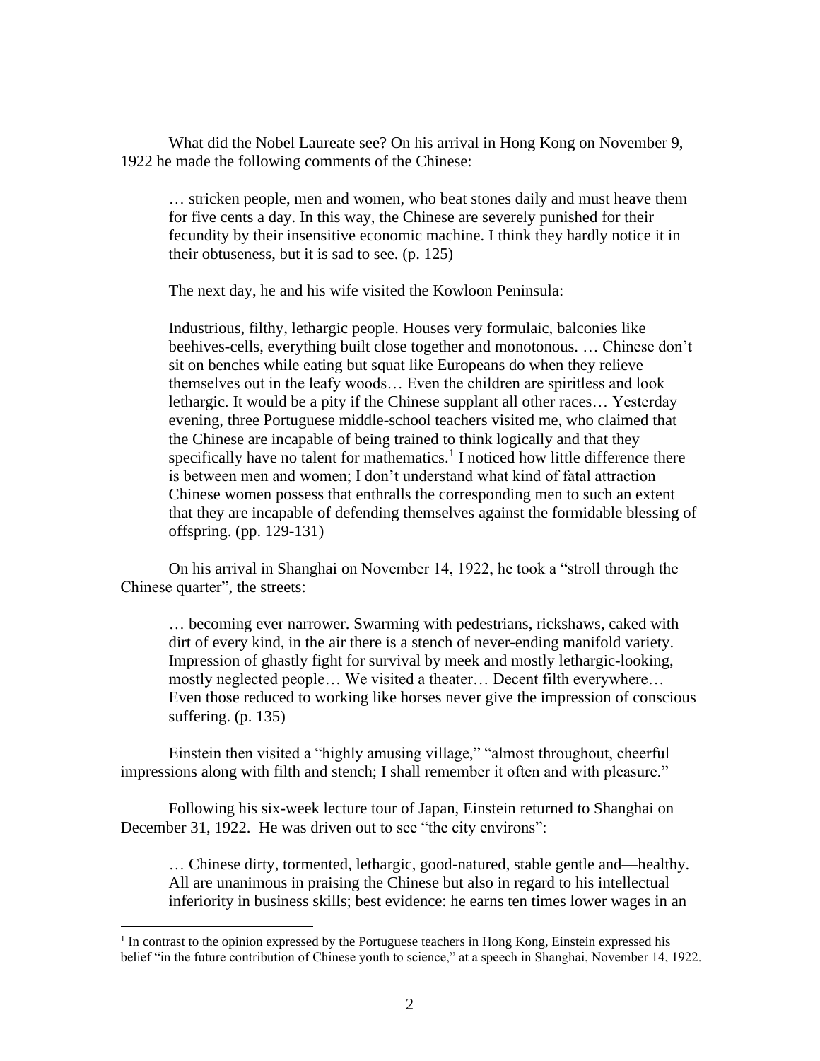What did the Nobel Laureate see? On his arrival in Hong Kong on November 9, 1922 he made the following comments of the Chinese:

> … stricken people, men and women, who beat stones daily and must heave them for five cents a day. In this way, the Chinese are severely punished for their fecundity by their insensitive economic machine. I think they hardly notice it in their obtuseness, but it is sad to see. (p. 125)
>
> The next day, he and his wife visited the Kowloon Peninsula:
>
> Industrious, filthy, lethargic people. Houses very formulaic, balconies like beehives-cells, everything built close together and monotonous. … Chinese don't sit on benches while eating but squat like Europeans do when they relieve themselves out in the leafy woods… Even the children are spiritless and look lethargic. It would be a pity if the Chinese supplant all other races… Yesterday evening, three Portuguese middle-school teachers visited me, who claimed that the Chinese are incapable of being trained to think logically and that they specifically have no talent for mathematics.[1] I noticed how little difference there is between men and women; I don't understand what kind of fatal attraction Chinese women possess that enthralls the corresponding men to such an extent that they are incapable of defending themselves against the formidable blessing of offspring. (pp. 129-131)

On his arrival in Shanghai on November 14, 1922, he took a "stroll through the Chinese quarter", the streets:

> … becoming ever narrower. Swarming with pedestrians, rickshaws, caked with dirt of every kind, in the air there is a stench of never-ending manifold variety. Impression of ghastly fight for survival by meek and mostly lethargic-looking, mostly neglected people… We visited a theater… Decent filth everywhere… Even those reduced to working like horses never give the impression of conscious suffering. (p. 135)

Einstein then visited a "highly amusing village," "almost throughout, cheerful impressions along with filth and stench; I shall remember it often and with pleasure."

Following his six-week lecture tour of Japan, Einstein returned to Shanghai on December 31, 1922. He was driven out to see "the city environs":

> … Chinese dirty, tormented, lethargic, good-natured, stable gentle and—healthy. All are unanimous in praising the Chinese but also in regard to his intellectual inferiority in business skills; best evidence: he earns ten times lower wages in an

[1] In contrast to the opinion expressed by the Portuguese teachers in Hong Kong, Einstein expressed his belief "in the future contribution of Chinese youth to science," at a speech in Shanghai, November 14, 1922.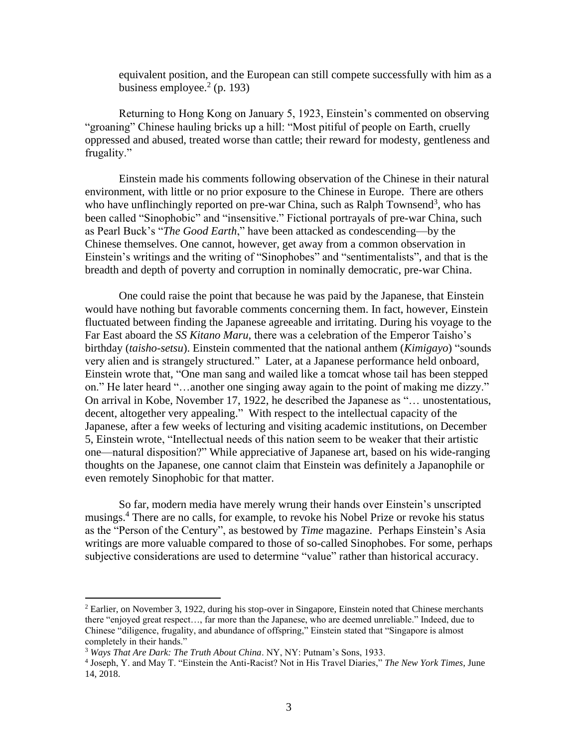equivalent position, and the European can still compete successfully with him as a business employee.[2] (p. 193)

Returning to Hong Kong on January 5, 1923, Einstein's commented on observing "groaning" Chinese hauling bricks up a hill: "Most pitiful of people on Earth, cruelly oppressed and abused, treated worse than cattle; their reward for modesty, gentleness and frugality."

Einstein made his comments following observation of the Chinese in their natural environment, with little or no prior exposure to the Chinese in Europe. There are others who have unflinchingly reported on pre-war China, such as Ralph Townsend[3], who has been called "Sinophobic" and "insensitive." Fictional portrayals of pre-war China, such as Pearl Buck's "*The Good Earth*," have been attacked as condescending—by the Chinese themselves. One cannot, however, get away from a common observation in Einstein's writings and the writing of "Sinophobes" and "sentimentalists", and that is the breadth and depth of poverty and corruption in nominally democratic, pre-war China.

One could raise the point that because he was paid by the Japanese, that Einstein would have nothing but favorable comments concerning them. In fact, however, Einstein fluctuated between finding the Japanese agreeable and irritating. During his voyage to the Far East aboard the *SS Kitano Maru*, there was a celebration of the Emperor Taisho's birthday (*taisho-setsu*). Einstein commented that the national anthem (*Kimigayo*) "sounds very alien and is strangely structured." Later, at a Japanese performance held onboard, Einstein wrote that, "One man sang and wailed like a tomcat whose tail has been stepped on." He later heard "…another one singing away again to the point of making me dizzy." On arrival in Kobe, November 17, 1922, he described the Japanese as "… unostentatious, decent, altogether very appealing." With respect to the intellectual capacity of the Japanese, after a few weeks of lecturing and visiting academic institutions, on December 5, Einstein wrote, "Intellectual needs of this nation seem to be weaker that their artistic one—natural disposition?" While appreciative of Japanese art, based on his wide-ranging thoughts on the Japanese, one cannot claim that Einstein was definitely a Japanophile or even remotely Sinophobic for that matter.

So far, modern media have merely wrung their hands over Einstein's unscripted musings.[4] There are no calls, for example, to revoke his Nobel Prize or revoke his status as the "Person of the Century", as bestowed by *Time* magazine. Perhaps Einstein's Asia writings are more valuable compared to those of so-called Sinophobes. For some, perhaps subjective considerations are used to determine "value" rather than historical accuracy.

---

[2] Earlier, on November 3, 1922, during his stop-over in Singapore, Einstein noted that Chinese merchants there "enjoyed great respect…, far more than the Japanese, who are deemed unreliable." Indeed, due to Chinese "diligence, frugality, and abundance of offspring," Einstein stated that "Singapore is almost completely in their hands."

[3] *Ways That Are Dark: The Truth About China*. NY, NY: Putnam's Sons, 1933.

[4] Joseph, Y. and May T. "Einstein the Anti-Racist? Not in His Travel Diaries," *The New York Times*, June 14, 2018.